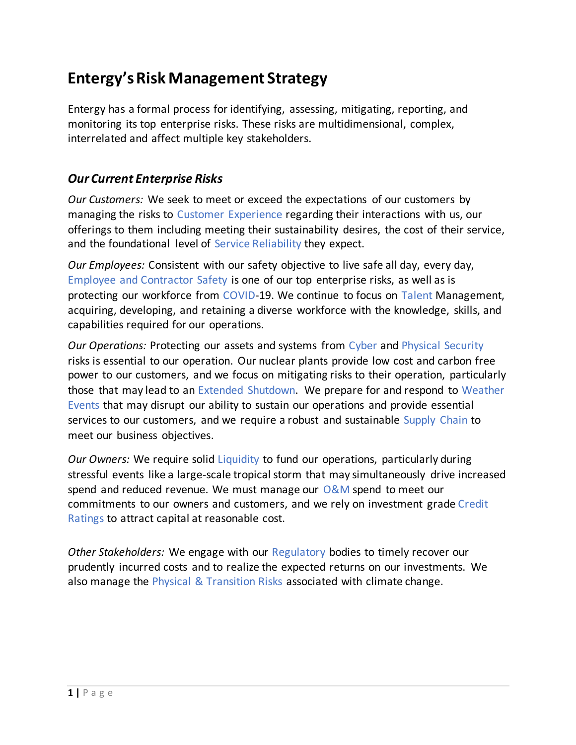# Entergy's Risk Management Strategy

Entergy has a formal process for identifying, assessing, mitigating, reporting, and monitoring its top enterprise risks. These risks are multidimensional, complex, interrelated and affect multiple key stakeholders.

## *Our Current Enterprise Risks*

*Our Customers:* We seek to meet or exceed the expectations of our customers by managing the risks to Customer Experience regarding their interactions with us, our offerings to them including meeting their sustainability desires, the cost of their service, and the foundational level of Service Reliability they expect.

*Our Employees:* Consistent with our safety objective to live safe all day, every day, Employee and Contractor Safety is one of our top enterprise risks, as well as is protecting our workforce from COVID-19. We continue to focus on Talent Management, acquiring, developing, and retaining a diverse workforce with the knowledge, skills, and capabilities required for our operations.

*Our Operations:* Protecting our assets and systems from Cyber and Physical Security risks is essential to our operation. Our nuclear plants provide low cost and carbon free power to our customers, and we focus on mitigating risks to their operation, particularly those that may lead to an Extended Shutdown. We prepare for and respond to Weather Events that may disrupt our ability to sustain our operations and provide essential services to our customers, and we require a robust and sustainable Supply Chain to meet our business objectives.

*Our Owners:* We require solid Liquidity to fund our operations, particularly during stressful events like a large-scale tropical storm that may simultaneously drive increased spend and reduced revenue. We must manage our O&M spend to meet our commitments to our owners and customers, and we rely on investment grade Credit Ratings to attract capital at reasonable cost.

*Other Stakeholders:* We engage with our Regulatory bodies to timely recover our prudently incurred costs and to realize the expected returns on our investments. We also manage the Physical & Transition Risks associated with climate change.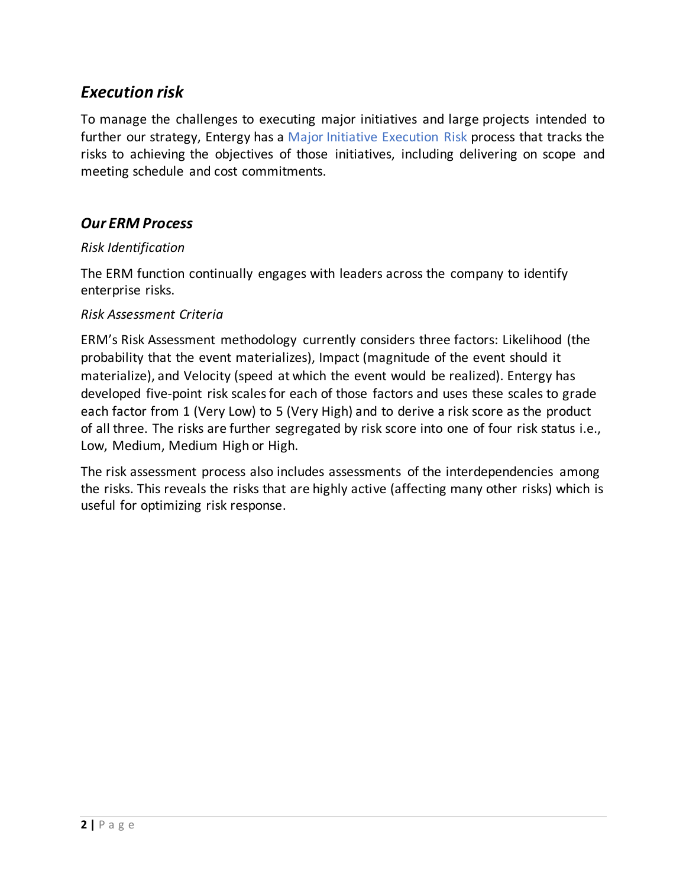## *Execution risk*

To manage the challenges to executing major initiatives and large projects intended to further our strategy, Entergy has a Major Initiative Execution Risk process that tracks the risks to achieving the objectives of those initiatives, including delivering on scope and meeting schedule and cost commitments.

## *Our ERM Process*

*Risk Identification*

The ERM function continually engages with leaders across the company to identify enterprise risks.

*Risk Assessment Criteria*

ERM's Risk Assessment methodology currently considers three factors: Likelihood (the probability that the event materializes), Impact (magnitude of the event should it materialize), and Velocity (speed at which the event would be realized). Entergy has developed five-point risk scales for each of those factors and uses these scales to grade each factor from 1 (Very Low) to 5 (Very High) and to derive a risk score as the product of all three. The risks are further segregated by risk score into one of four risk status i.e., Low, Medium, Medium High or High.

The risk assessment process also includes assessments of the interdependencies among the risks. This reveals the risks that are highly active (affecting many other risks) which is useful for optimizing risk response.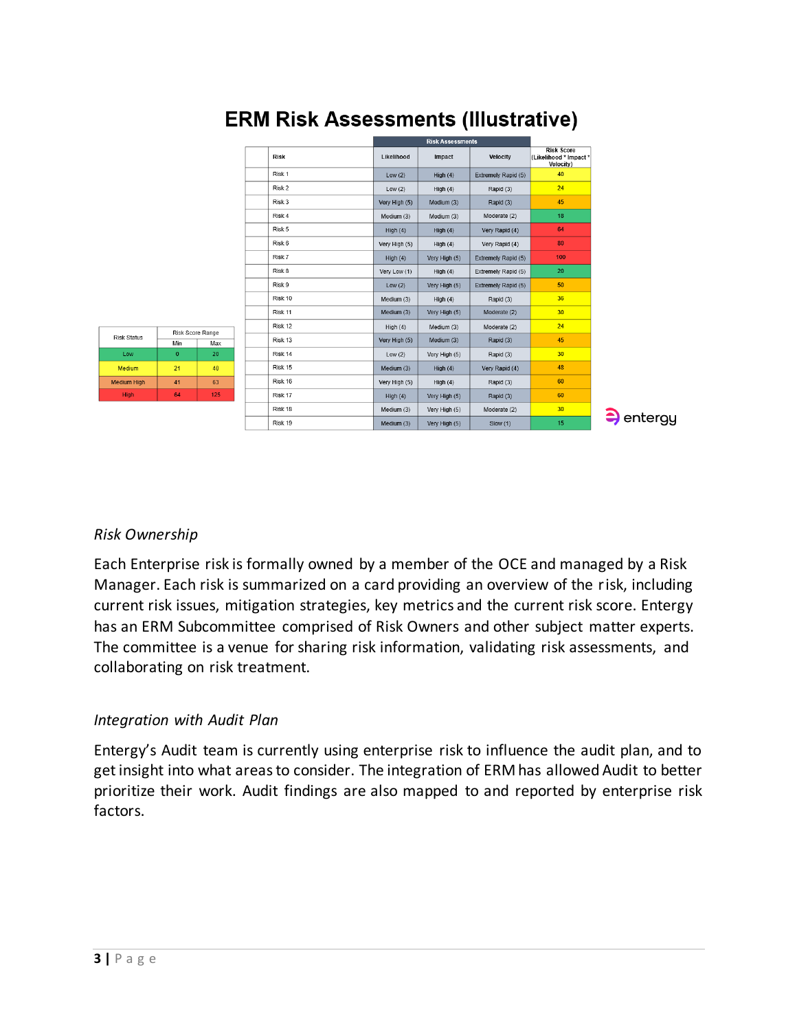## ERM Risk Assessments (Illustrative)

| Risk Status | Risk Score Range | |
|---|---|---|
| | Min | Max |
| Low | 0 | 20 |
| Medium | 21 | 40 |
| Medium High | 41 | 63 |
| High | 64 | 125 |

| Risk | Risk Assessments | | | |
|---|---|---|---|---|
| | Likelihood | Impact | Velocity | Risk Score (Likelihood * Impact * Velocity) |
| Risk 1 | Low (2) | High (4) | Extremely Rapid (5) | 40 |
| Risk 2 | Low (2) | High (4) | Rapid (3) | 24 |
| Risk 3 | Very High (5) | Medium (3) | Rapid (3) | 45 |
| Risk 4 | Medium (3) | Medium (3) | Moderate (2) | 18 |
| Risk 5 | High (4) | High (4) | Very Rapid (4) | 64 |
| Risk 6 | Very High (5) | High (4) | Very Rapid (4) | 80 |
| Risk 7 | High (4) | Very High (5) | Extremely Rapid (5) | 100 |
| Risk 8 | Very Low (1) | High (4) | Extremely Rapid (5) | 20 |
| Risk 9 | Low (2) | Very High (5) | Extremely Rapid (5) | 50 |
| Risk 10 | Medium (3) | High (4) | Rapid (3) | 36 |
| Risk 11 | Medium (3) | Very High (5) | Moderate (2) | 30 |
| Risk 12 | High (4) | Medium (3) | Moderate (2) | 24 |
| Risk 13 | Very High (5) | Medium (3) | Rapid (3) | 45 |
| Risk 14 | Low (2) | Very High (5) | Rapid (3) | 30 |
| Risk 15 | Medium (3) | High (4) | Very Rapid (4) | 48 |
| Risk 16 | Very High (5) | High (4) | Rapid (3) | 60 |
| Risk 17 | High (4) | Very High (5) | Rapid (3) | 60 |
| Risk 18 | Medium (3) | Very High (5) | Moderate (2) | 30 |
| Risk 19 | Medium (3) | Very High (5) | Slow (1) | 15 |

entergy

*Risk Ownership*

Each Enterprise risk is formally owned by a member of the OCE and managed by a Risk Manager. Each risk is summarized on a card providing an overview of the risk, including current risk issues, mitigation strategies, key metrics and the current risk score. Entergy has an ERM Subcommittee comprised of Risk Owners and other subject matter experts. The committee is a venue for sharing risk information, validating risk assessments, and collaborating on risk treatment.

*Integration with Audit Plan*

Entergy's Audit team is currently using enterprise risk to influence the audit plan, and to get insight into what areas to consider. The integration of ERM has allowed Audit to better prioritize their work. Audit findings are also mapped to and reported by enterprise risk factors.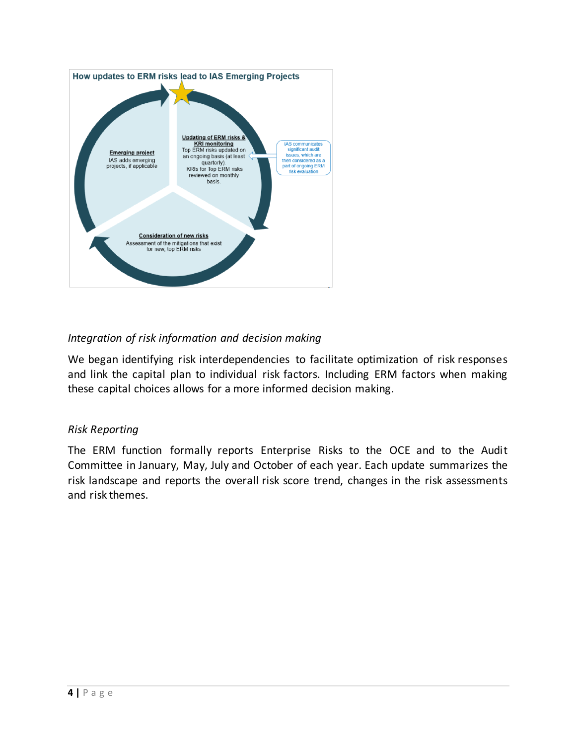**How updates to ERM risks lead to IAS Emerging Projects**

**Updating of ERM risks & KRI monitoring**
Top ERM risks updated on an ongoing basis (at least quarterly).
KRIs for Top ERM risks reviewed on monthly basis.

IAS communicates significant audit issues, which are then considered as a part of ongoing ERM risk evaluation

**Consideration of new risks**
Assessment of the mitigations that exist for new, top ERM risks

**Emerging project**
IAS adds emerging projects, if applicable

*Integration of risk information and decision making*

We began identifying risk interdependencies to facilitate optimization of risk responses and link the capital plan to individual risk factors. Including ERM factors when making these capital choices allows for a more informed decision making.

*Risk Reporting*

The ERM function formally reports Enterprise Risks to the OCE and to the Audit Committee in January, May, July and October of each year. Each update summarizes the risk landscape and reports the overall risk score trend, changes in the risk assessments and risk themes.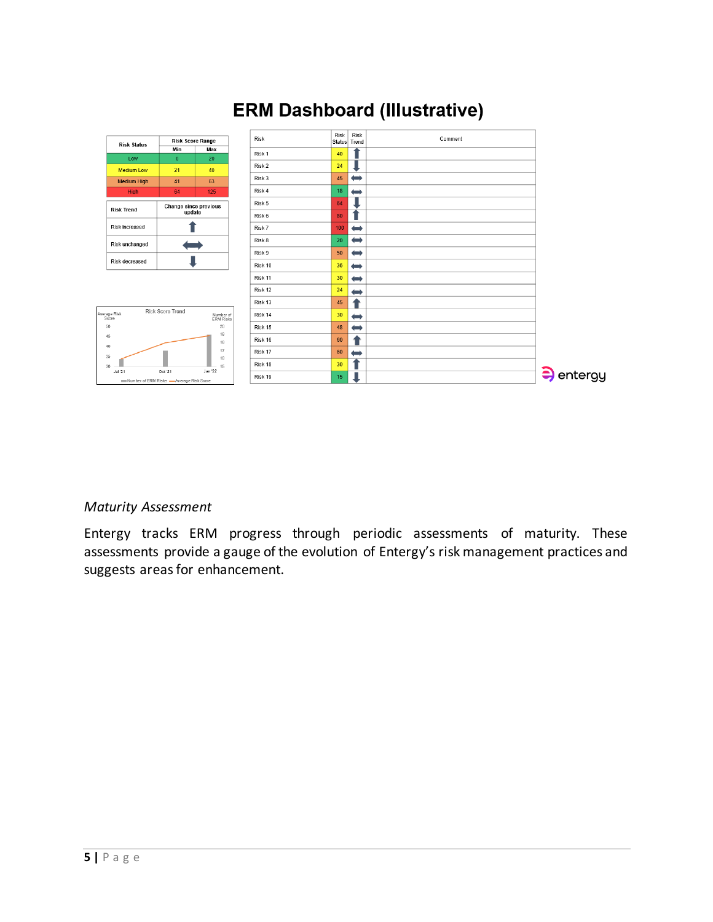## ERM Dashboard (Illustrative)

| Risk Status | Risk Score Range | |
|---|---|---|
| | Min | Max |
| Low | 0 | 20 |
| Medium Low | 21 | 40 |
| Medium High | 41 | 63 |
| High | 64 | 125 |

| Risk Trend | Change since previous update |
|---|---|
| Risk increased | ⬆ |
| Risk unchanged | ⬌ |
| Risk decreased | ⬇ |

Risk Score Trend

Average Risk Score / Number of ERM Risks

Jul '21, Oct '21, Jan '22

Number of ERM Risks — Average Risk Score

| Risk | Risk Status | Risk Trend | Comment |
|---|---|---|---|
| Risk 1 | 40 | ⬆ | |
| Risk 2 | 24 | ⬇ | |
| Risk 3 | 45 | ⬌ | |
| Risk 4 | 18 | ⬌ | |
| Risk 5 | 64 | ⬇ | |
| Risk 6 | 80 | ⬆ | |
| Risk 7 | 100 | ⬌ | |
| Risk 8 | 20 | ⬌ | |
| Risk 9 | 50 | ⬌ | |
| Risk 10 | 36 | ⬌ | |
| Risk 11 | 30 | ⬌ | |
| Risk 12 | 24 | ⬌ | |
| Risk 13 | 45 | ⬆ | |
| Risk 14 | 30 | ⬌ | |
| Risk 15 | 48 | ⬌ | |
| Risk 16 | 60 | ⬆ | |
| Risk 17 | 60 | ⬌ | |
| Risk 18 | 30 | ⬆ | |
| Risk 19 | 15 | ⬇ | |

entergy

*Maturity Assessment*

Entergy tracks ERM progress through periodic assessments of maturity. These assessments provide a gauge of the evolution of Entergy's risk management practices and suggests areas for enhancement.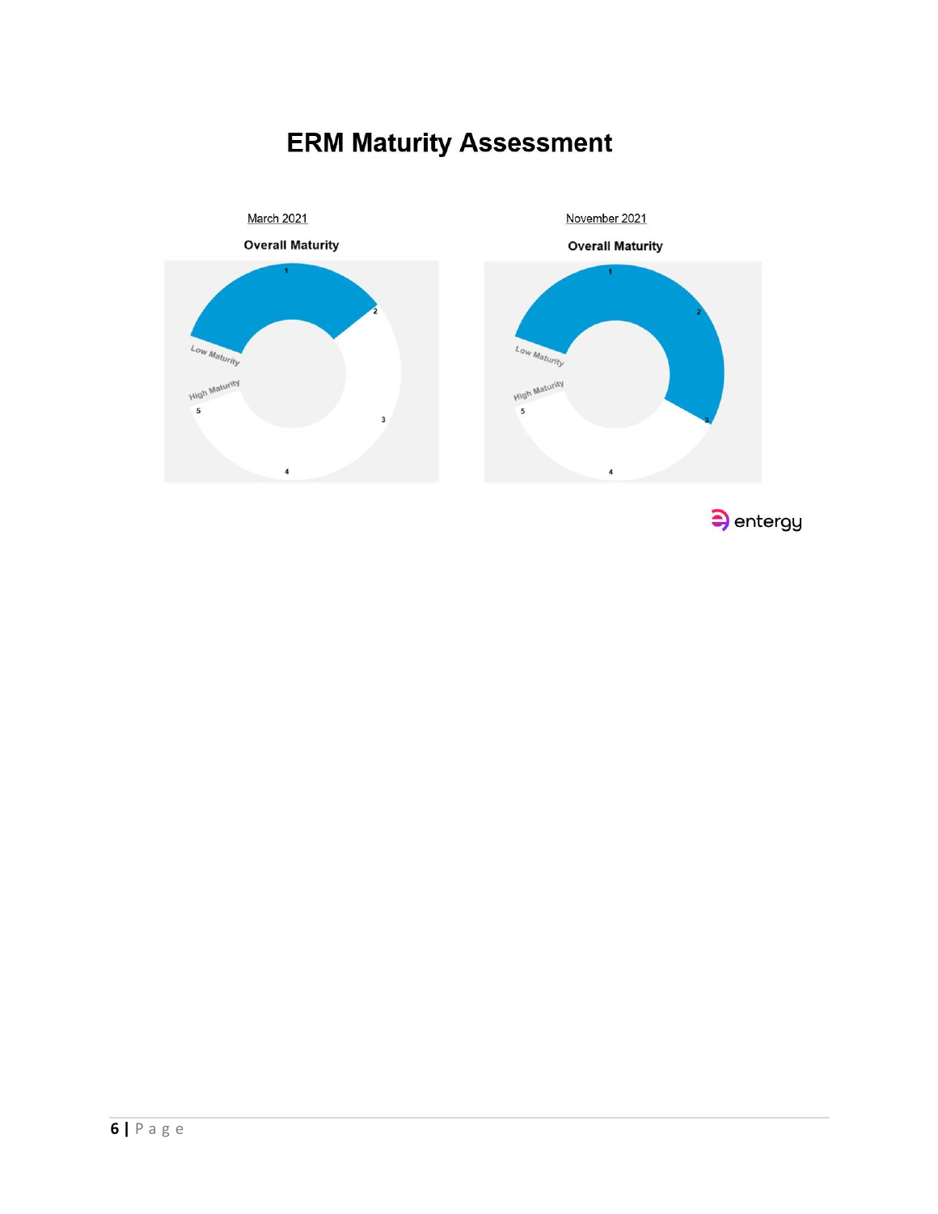# ERM Maturity Assessment

March 2021

**Overall Maturity**

1
2
3
4
5
Low Maturity
High Maturity

November 2021

**Overall Maturity**

1
2
3
4
5
Low Maturity
High Maturity

entergy